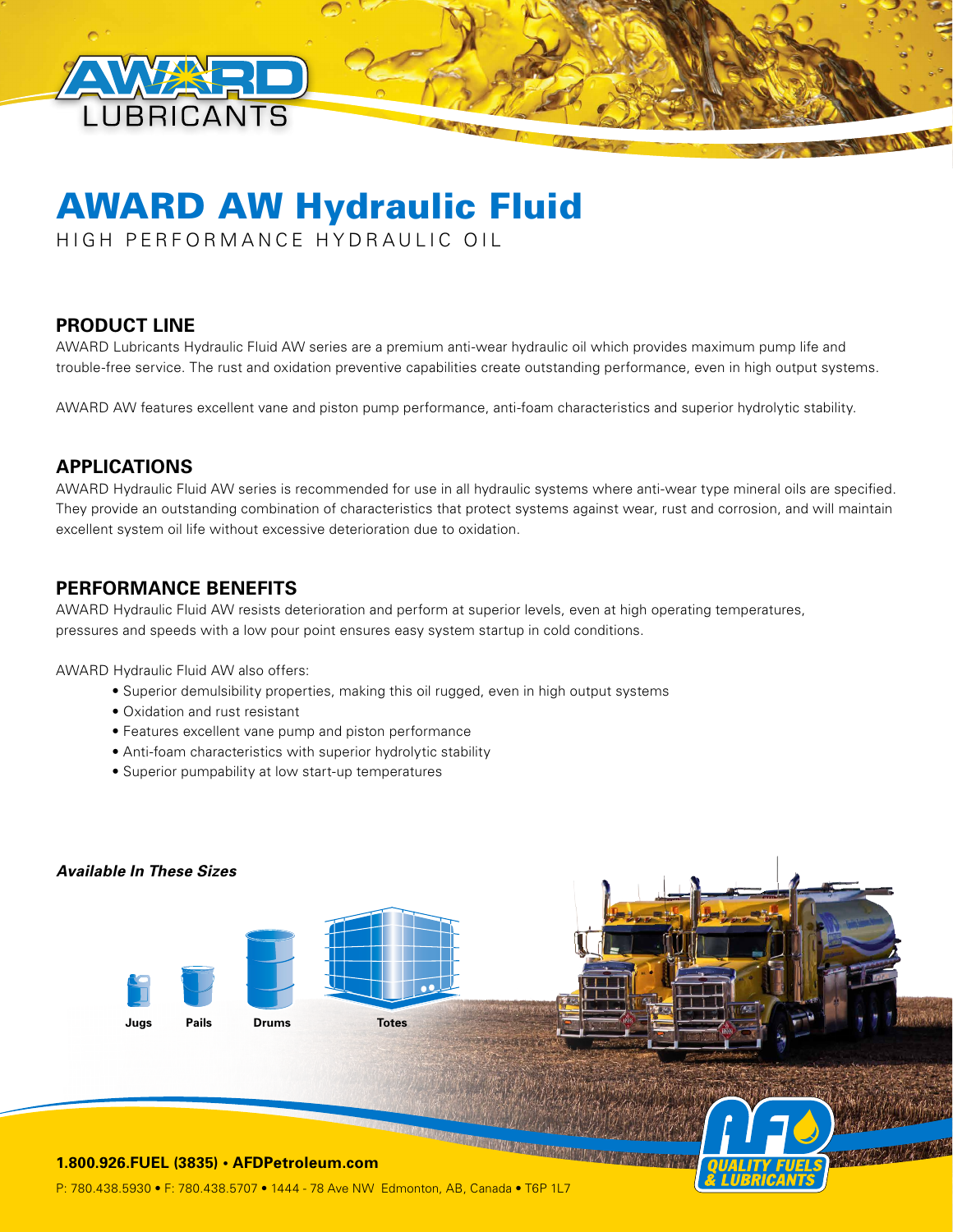# AWARD AW Hydraulic Fluid

HIGH PERFORMANCE HYDRAULIC OIL

## PRODUCT LINE

AWARD Lubricants Hydraulic Fluid AW series are a premium anti-wear hydraulic oil which provides maximum pump life and trouble-free service. The rust and oxidation preventive capabilities create outstanding performance, even in high output systems.

AWARD AW features excellent vane and piston pump performance, anti-foam characteristics and superior hydrolytic stability.

## APPLICATIONS

AWARD Hydraulic Fluid AW series is recommended for use in all hydraulic systems where anti-wear type mineral oils are specified. They provide an outstanding combination of characteristics that protect systems against wear, rust and corrosion, and will maintain excellent system oil life without excessive deterioration due to oxidation.

## PERFORMANCE BENEFITS

AWARD Hydraulic Fluid AW resists deterioration and perform at superior levels, even at high operating temperatures, pressures and speeds with a low pour point ensures easy system startup in cold conditions.

AWARD Hydraulic Fluid AW also offers:

- Superior demulsibility properties, making this oil rugged, even in high output systems
- Oxidation and rust resistant
- Features excellent vane pump and piston performance
- Anti-foam characteristics with superior hydrolytic stability
- Superior pumpability at low start-up temperatures

***Available In These Sizes***

**Jugs** **Pails** **Drums** **Totes**

**1.800.926.FUEL (3835) • AFDPetroleum.com**

P: 780.438.5930 • F: 780.438.5707 • 1444 - 78 Ave NW Edmonton, AB, Canada • T6P 1L7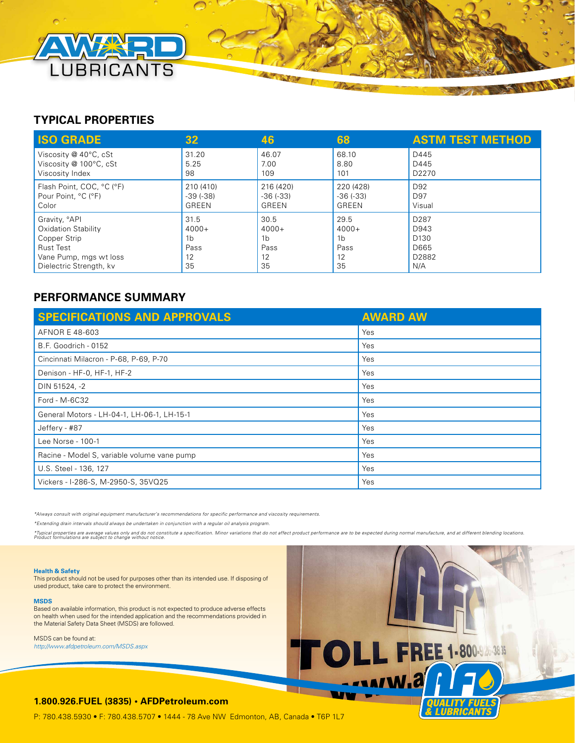## TYPICAL PROPERTIES

| ISO GRADE | 32 | 46 | 68 | ASTM TEST METHOD |
|---|---|---|---|---|
| Viscosity @ 40°C, cSt | 31.20 | 46.07 | 68.10 | D445 |
| Viscosity @ 100°C, cSt | 5.25 | 7.00 | 8.80 | D445 |
| Viscosity Index | 98 | 109 | 101 | D2270 |
| Flash Point, COC, °C (°F) | 210 (410) | 216 (420) | 220 (428) | D92 |
| Pour Point, °C (°F) | -39 (-38) | -36 (-33) | -36 (-33) | D97 |
| Color | GREEN | GREEN | GREEN | Visual |
| Gravity, °API | 31.5 | 30.5 | 29.5 | D287 |
| Oxidation Stability | 4000+ | 4000+ | 4000+ | D943 |
| Copper Strip | 1b | 1b | 1b | D130 |
| Rust Test | Pass | Pass | Pass | D665 |
| Vane Pump, mgs wt loss | 12 | 12 | 12 | D2882 |
| Dielectric Strength, kv | 35 | 35 | 35 | N/A |

## PERFORMANCE SUMMARY

| SPECIFICATIONS AND APPROVALS | AWARD AW |
|---|---|
| AFNOR E 48-603 | Yes |
| B.F. Goodrich - 0152 | Yes |
| Cincinnati Milacron - P-68, P-69, P-70 | Yes |
| Denison - HF-0, HF-1, HF-2 | Yes |
| DIN 51524, -2 | Yes |
| Ford - M-6C32 | Yes |
| General Motors - LH-04-1, LH-06-1, LH-15-1 | Yes |
| Jeffery - #87 | Yes |
| Lee Norse - 100-1 | Yes |
| Racine - Model S, variable volume vane pump | Yes |
| U.S. Steel - 136, 127 | Yes |
| Vickers - I-286-S, M-2950-S, 35VQ25 | Yes |

*Always consult with original equipment manufacturer's recommendations for specific performance and viscosity requirements.*

*Extending drain intervals should always be undertaken in conjunction with a regular oil analysis program.*

*Typical properties are average values only and do not constitute a specification. Minor variations that do not affect product performance are to be expected during normal manufacture, and at different blending locations. Product formulations are subject to change without notice.*

**Health & Safety**

This product should not be used for purposes other than its intended use. If disposing of used product, take care to protect the environment.

**MSDS**

Based on available information, this product is not expected to produce adverse effects on health when used for the intended application and the recommendations provided in the Material Safety Data Sheet (MSDS) are followed.

MSDS can be found at:
http://www.afdpetroleum.com/MSDS.aspx

**1.800.926.FUEL (3835) • AFDPetroleum.com**

P: 780.438.5930 • F: 780.438.5707 • 1444 - 78 Ave NW Edmonton, AB, Canada • T6P 1L7